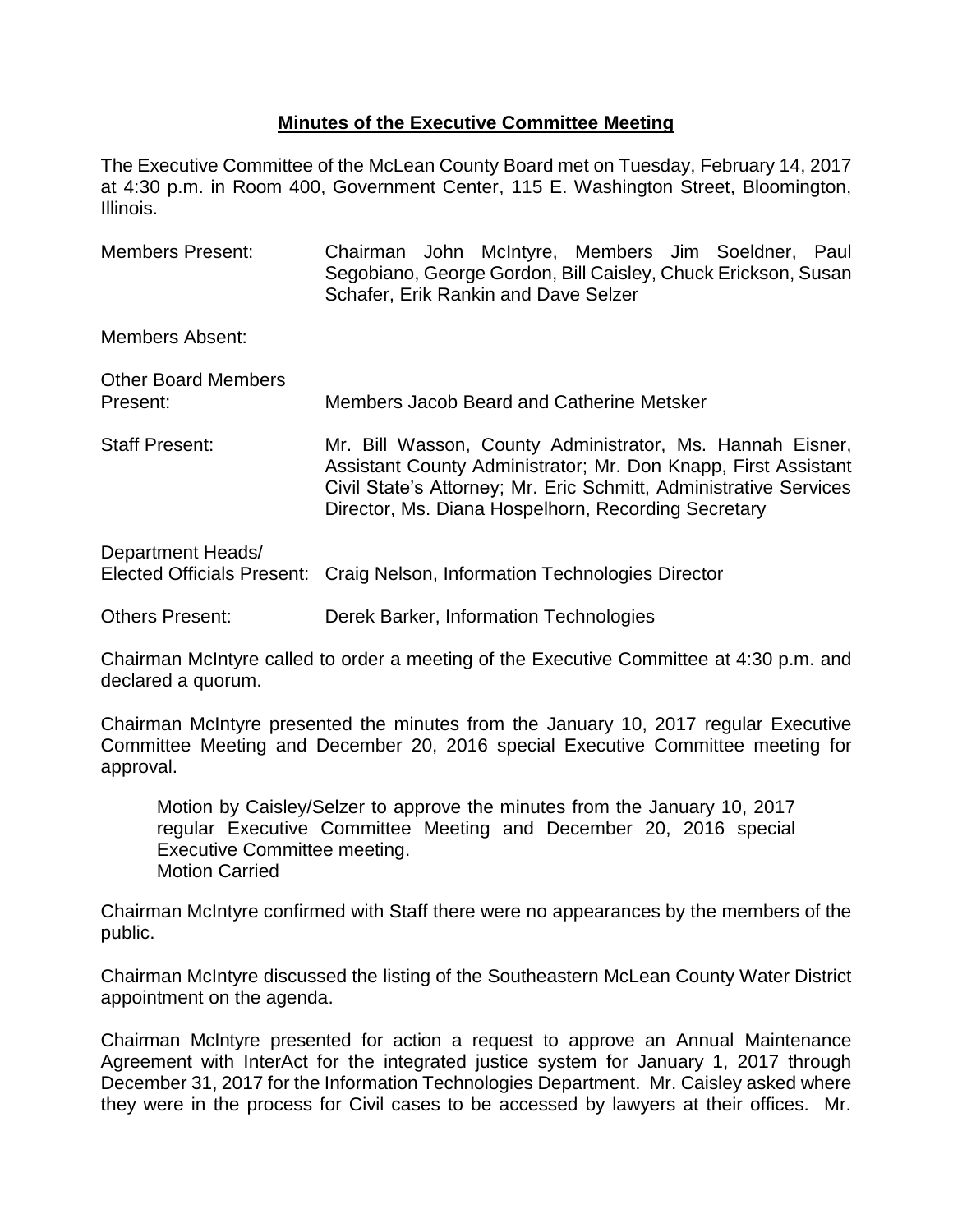# Minutes of the Executive Committee Meeting

The Executive Committee of the McLean County Board met on Tuesday, February 14, 2017 at 4:30 p.m. in Room 400, Government Center, 115 E. Washington Street, Bloomington, Illinois.

| | |
|---|---|
| Members Present: | Chairman John McIntyre, Members Jim Soeldner, Paul Segobiano, George Gordon, Bill Caisley, Chuck Erickson, Susan Schafer, Erik Rankin and Dave Selzer |
| Members Absent: | |
| Other Board Members Present: | Members Jacob Beard and Catherine Metsker |
| Staff Present: | Mr. Bill Wasson, County Administrator, Ms. Hannah Eisner, Assistant County Administrator; Mr. Don Knapp, First Assistant Civil State's Attorney; Mr. Eric Schmitt, Administrative Services Director, Ms. Diana Hospelhorn, Recording Secretary |
| Department Heads/ Elected Officials Present: | Craig Nelson, Information Technologies Director |
| Others Present: | Derek Barker, Information Technologies |

Chairman McIntyre called to order a meeting of the Executive Committee at 4:30 p.m. and declared a quorum.

Chairman McIntyre presented the minutes from the January 10, 2017 regular Executive Committee Meeting and December 20, 2016 special Executive Committee meeting for approval.

> Motion by Caisley/Selzer to approve the minutes from the January 10, 2017 regular Executive Committee Meeting and December 20, 2016 special Executive Committee meeting.
> Motion Carried

Chairman McIntyre confirmed with Staff there were no appearances by the members of the public.

Chairman McIntyre discussed the listing of the Southeastern McLean County Water District appointment on the agenda.

Chairman McIntyre presented for action a request to approve an Annual Maintenance Agreement with InterAct for the integrated justice system for January 1, 2017 through December 31, 2017 for the Information Technologies Department. Mr. Caisley asked where they were in the process for Civil cases to be accessed by lawyers at their offices. Mr.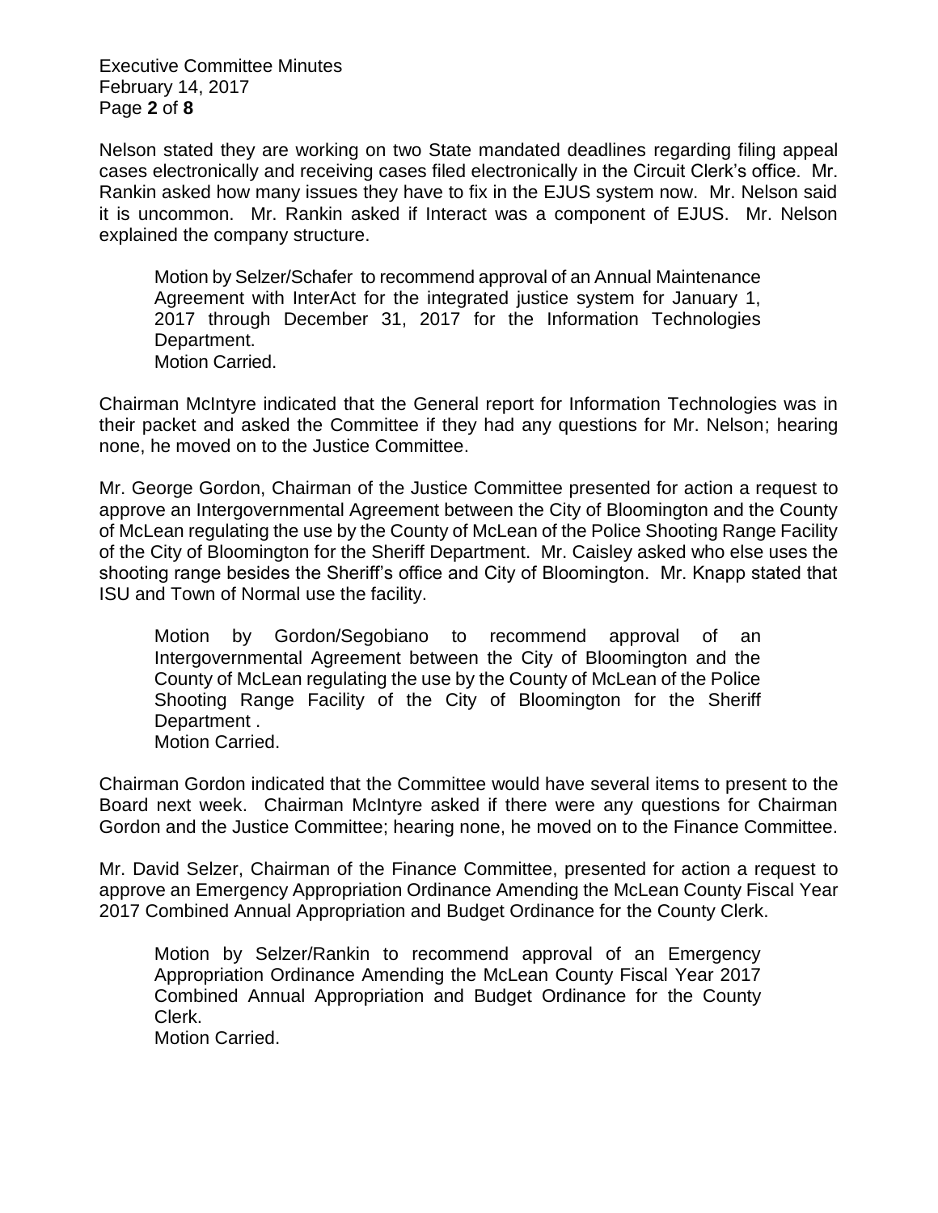Nelson stated they are working on two State mandated deadlines regarding filing appeal cases electronically and receiving cases filed electronically in the Circuit Clerk's office. Mr. Rankin asked how many issues they have to fix in the EJUS system now. Mr. Nelson said it is uncommon. Mr. Rankin asked if Interact was a component of EJUS. Mr. Nelson explained the company structure.

> Motion by Selzer/Schafer to recommend approval of an Annual Maintenance Agreement with InterAct for the integrated justice system for January 1, 2017 through December 31, 2017 for the Information Technologies Department.
> Motion Carried.

Chairman McIntyre indicated that the General report for Information Technologies was in their packet and asked the Committee if they had any questions for Mr. Nelson; hearing none, he moved on to the Justice Committee.

Mr. George Gordon, Chairman of the Justice Committee presented for action a request to approve an Intergovernmental Agreement between the City of Bloomington and the County of McLean regulating the use by the County of McLean of the Police Shooting Range Facility of the City of Bloomington for the Sheriff Department. Mr. Caisley asked who else uses the shooting range besides the Sheriff's office and City of Bloomington. Mr. Knapp stated that ISU and Town of Normal use the facility.

> Motion by Gordon/Segobiano to recommend approval of an Intergovernmental Agreement between the City of Bloomington and the County of McLean regulating the use by the County of McLean of the Police Shooting Range Facility of the City of Bloomington for the Sheriff Department .
> Motion Carried.

Chairman Gordon indicated that the Committee would have several items to present to the Board next week. Chairman McIntyre asked if there were any questions for Chairman Gordon and the Justice Committee; hearing none, he moved on to the Finance Committee.

Mr. David Selzer, Chairman of the Finance Committee, presented for action a request to approve an Emergency Appropriation Ordinance Amending the McLean County Fiscal Year 2017 Combined Annual Appropriation and Budget Ordinance for the County Clerk.

> Motion by Selzer/Rankin to recommend approval of an Emergency Appropriation Ordinance Amending the McLean County Fiscal Year 2017 Combined Annual Appropriation and Budget Ordinance for the County Clerk.
> Motion Carried.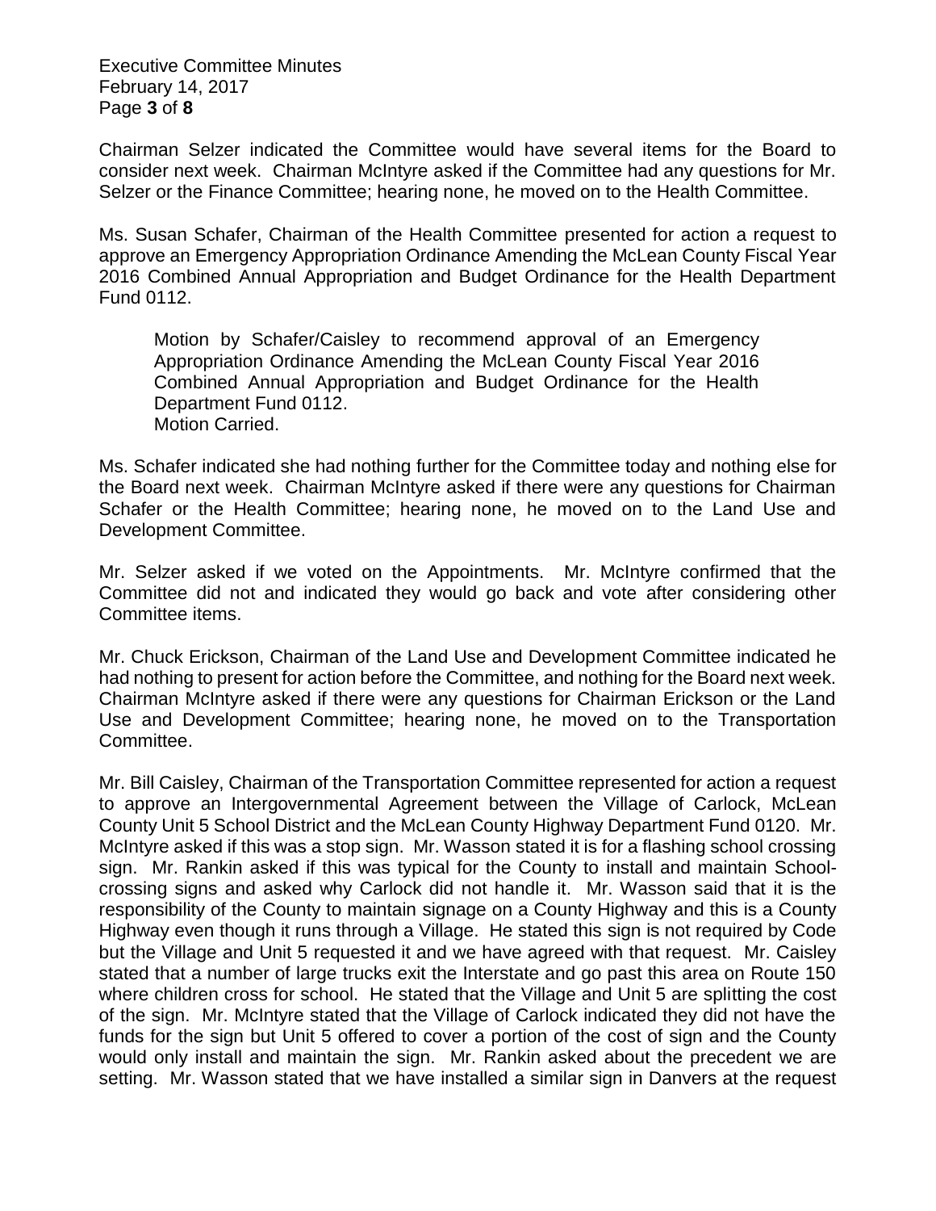Chairman Selzer indicated the Committee would have several items for the Board to consider next week. Chairman McIntyre asked if the Committee had any questions for Mr. Selzer or the Finance Committee; hearing none, he moved on to the Health Committee.

Ms. Susan Schafer, Chairman of the Health Committee presented for action a request to approve an Emergency Appropriation Ordinance Amending the McLean County Fiscal Year 2016 Combined Annual Appropriation and Budget Ordinance for the Health Department Fund 0112.

> Motion by Schafer/Caisley to recommend approval of an Emergency Appropriation Ordinance Amending the McLean County Fiscal Year 2016 Combined Annual Appropriation and Budget Ordinance for the Health Department Fund 0112.
> Motion Carried.

Ms. Schafer indicated she had nothing further for the Committee today and nothing else for the Board next week. Chairman McIntyre asked if there were any questions for Chairman Schafer or the Health Committee; hearing none, he moved on to the Land Use and Development Committee.

Mr. Selzer asked if we voted on the Appointments. Mr. McIntyre confirmed that the Committee did not and indicated they would go back and vote after considering other Committee items.

Mr. Chuck Erickson, Chairman of the Land Use and Development Committee indicated he had nothing to present for action before the Committee, and nothing for the Board next week. Chairman McIntyre asked if there were any questions for Chairman Erickson or the Land Use and Development Committee; hearing none, he moved on to the Transportation Committee.

Mr. Bill Caisley, Chairman of the Transportation Committee represented for action a request to approve an Intergovernmental Agreement between the Village of Carlock, McLean County Unit 5 School District and the McLean County Highway Department Fund 0120. Mr. McIntyre asked if this was a stop sign. Mr. Wasson stated it is for a flashing school crossing sign. Mr. Rankin asked if this was typical for the County to install and maintain School-crossing signs and asked why Carlock did not handle it. Mr. Wasson said that it is the responsibility of the County to maintain signage on a County Highway and this is a County Highway even though it runs through a Village. He stated this sign is not required by Code but the Village and Unit 5 requested it and we have agreed with that request. Mr. Caisley stated that a number of large trucks exit the Interstate and go past this area on Route 150 where children cross for school. He stated that the Village and Unit 5 are splitting the cost of the sign. Mr. McIntyre stated that the Village of Carlock indicated they did not have the funds for the sign but Unit 5 offered to cover a portion of the cost of sign and the County would only install and maintain the sign. Mr. Rankin asked about the precedent we are setting. Mr. Wasson stated that we have installed a similar sign in Danvers at the request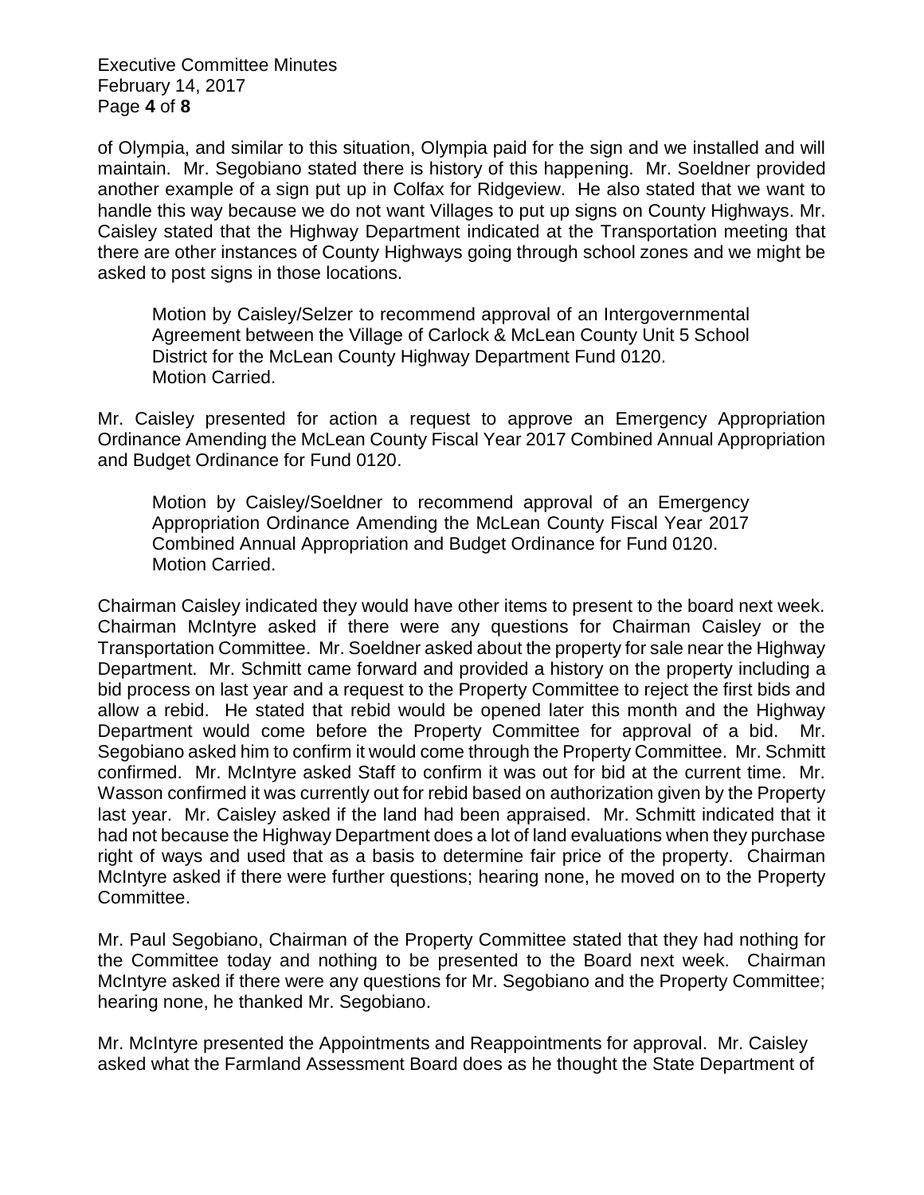of Olympia, and similar to this situation, Olympia paid for the sign and we installed and will maintain. Mr. Segobiano stated there is history of this happening. Mr. Soeldner provided another example of a sign put up in Colfax for Ridgeview. He also stated that we want to handle this way because we do not want Villages to put up signs on County Highways. Mr. Caisley stated that the Highway Department indicated at the Transportation meeting that there are other instances of County Highways going through school zones and we might be asked to post signs in those locations.

> Motion by Caisley/Selzer to recommend approval of an Intergovernmental Agreement between the Village of Carlock & McLean County Unit 5 School District for the McLean County Highway Department Fund 0120.
> Motion Carried.

Mr. Caisley presented for action a request to approve an Emergency Appropriation Ordinance Amending the McLean County Fiscal Year 2017 Combined Annual Appropriation and Budget Ordinance for Fund 0120.

> Motion by Caisley/Soeldner to recommend approval of an Emergency Appropriation Ordinance Amending the McLean County Fiscal Year 2017 Combined Annual Appropriation and Budget Ordinance for Fund 0120.
> Motion Carried.

Chairman Caisley indicated they would have other items to present to the board next week. Chairman McIntyre asked if there were any questions for Chairman Caisley or the Transportation Committee. Mr. Soeldner asked about the property for sale near the Highway Department. Mr. Schmitt came forward and provided a history on the property including a bid process on last year and a request to the Property Committee to reject the first bids and allow a rebid. He stated that rebid would be opened later this month and the Highway Department would come before the Property Committee for approval of a bid. Mr. Segobiano asked him to confirm it would come through the Property Committee. Mr. Schmitt confirmed. Mr. McIntyre asked Staff to confirm it was out for bid at the current time. Mr. Wasson confirmed it was currently out for rebid based on authorization given by the Property last year. Mr. Caisley asked if the land had been appraised. Mr. Schmitt indicated that it had not because the Highway Department does a lot of land evaluations when they purchase right of ways and used that as a basis to determine fair price of the property. Chairman McIntyre asked if there were further questions; hearing none, he moved on to the Property Committee.

Mr. Paul Segobiano, Chairman of the Property Committee stated that they had nothing for the Committee today and nothing to be presented to the Board next week. Chairman McIntyre asked if there were any questions for Mr. Segobiano and the Property Committee; hearing none, he thanked Mr. Segobiano.

Mr. McIntyre presented the Appointments and Reappointments for approval. Mr. Caisley asked what the Farmland Assessment Board does as he thought the State Department of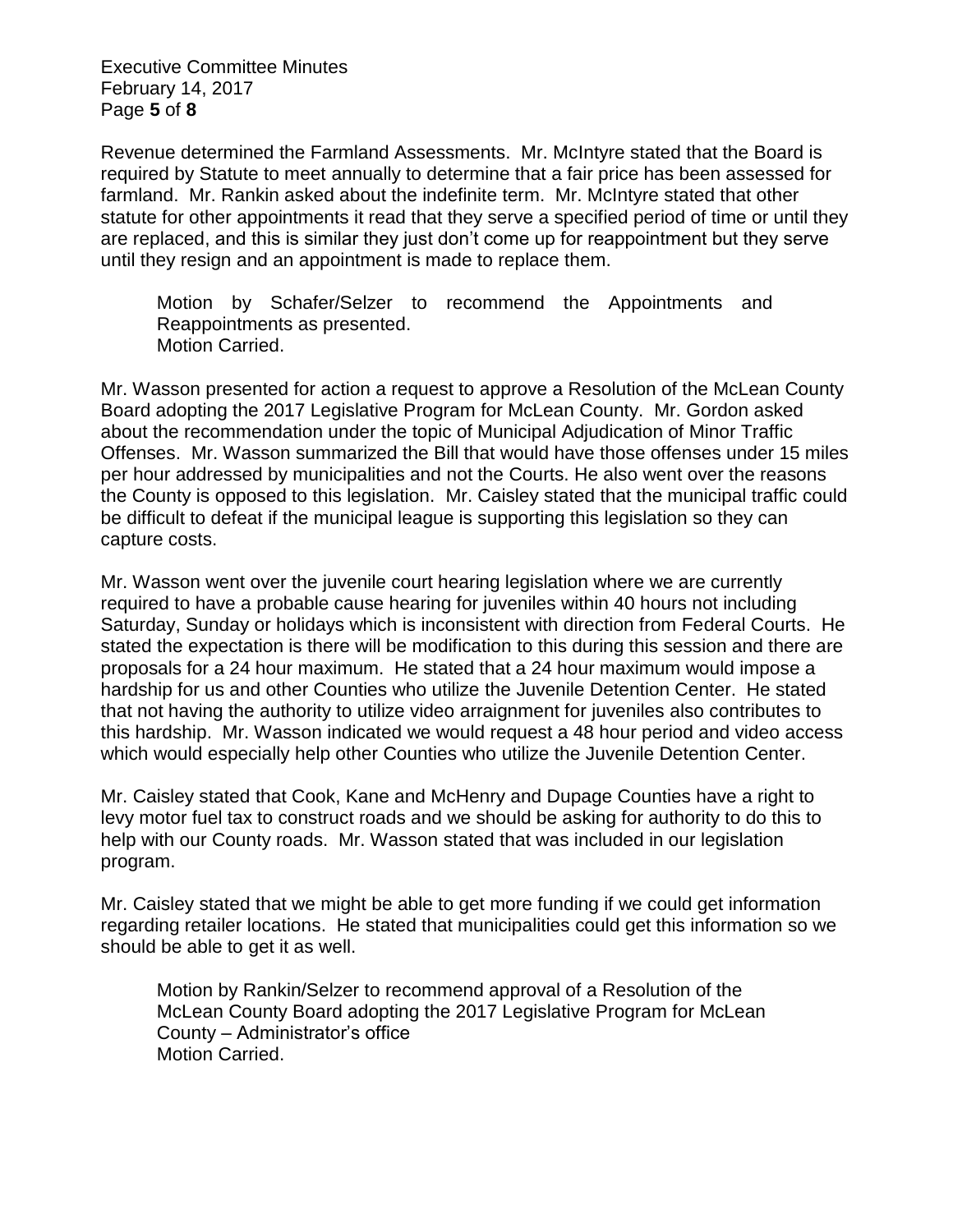Revenue determined the Farmland Assessments. Mr. McIntyre stated that the Board is required by Statute to meet annually to determine that a fair price has been assessed for farmland. Mr. Rankin asked about the indefinite term. Mr. McIntyre stated that other statute for other appointments it read that they serve a specified period of time or until they are replaced, and this is similar they just don't come up for reappointment but they serve until they resign and an appointment is made to replace them.

> Motion by Schafer/Selzer to recommend the Appointments and Reappointments as presented.
> Motion Carried.

Mr. Wasson presented for action a request to approve a Resolution of the McLean County Board adopting the 2017 Legislative Program for McLean County. Mr. Gordon asked about the recommendation under the topic of Municipal Adjudication of Minor Traffic Offenses. Mr. Wasson summarized the Bill that would have those offenses under 15 miles per hour addressed by municipalities and not the Courts. He also went over the reasons the County is opposed to this legislation. Mr. Caisley stated that the municipal traffic could be difficult to defeat if the municipal league is supporting this legislation so they can capture costs.

Mr. Wasson went over the juvenile court hearing legislation where we are currently required to have a probable cause hearing for juveniles within 40 hours not including Saturday, Sunday or holidays which is inconsistent with direction from Federal Courts. He stated the expectation is there will be modification to this during this session and there are proposals for a 24 hour maximum. He stated that a 24 hour maximum would impose a hardship for us and other Counties who utilize the Juvenile Detention Center. He stated that not having the authority to utilize video arraignment for juveniles also contributes to this hardship. Mr. Wasson indicated we would request a 48 hour period and video access which would especially help other Counties who utilize the Juvenile Detention Center.

Mr. Caisley stated that Cook, Kane and McHenry and Dupage Counties have a right to levy motor fuel tax to construct roads and we should be asking for authority to do this to help with our County roads. Mr. Wasson stated that was included in our legislation program.

Mr. Caisley stated that we might be able to get more funding if we could get information regarding retailer locations. He stated that municipalities could get this information so we should be able to get it as well.

> Motion by Rankin/Selzer to recommend approval of a Resolution of the McLean County Board adopting the 2017 Legislative Program for McLean County – Administrator's office
> Motion Carried.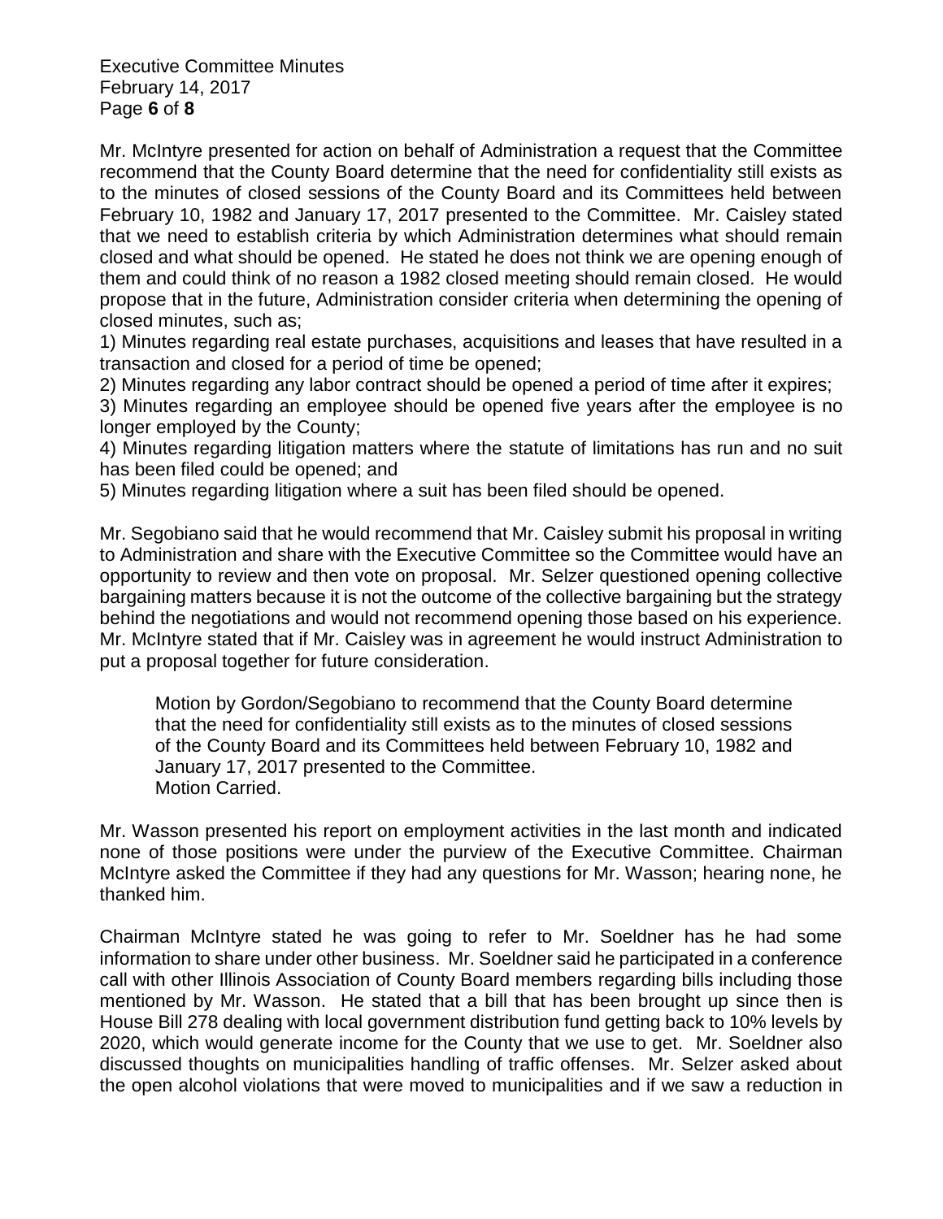Mr. McIntyre presented for action on behalf of Administration a request that the Committee recommend that the County Board determine that the need for confidentiality still exists as to the minutes of closed sessions of the County Board and its Committees held between February 10, 1982 and January 17, 2017 presented to the Committee. Mr. Caisley stated that we need to establish criteria by which Administration determines what should remain closed and what should be opened. He stated he does not think we are opening enough of them and could think of no reason a 1982 closed meeting should remain closed. He would propose that in the future, Administration consider criteria when determining the opening of closed minutes, such as;

1) Minutes regarding real estate purchases, acquisitions and leases that have resulted in a transaction and closed for a period of time be opened;
2) Minutes regarding any labor contract should be opened a period of time after it expires;
3) Minutes regarding an employee should be opened five years after the employee is no longer employed by the County;
4) Minutes regarding litigation matters where the statute of limitations has run and no suit has been filed could be opened; and
5) Minutes regarding litigation where a suit has been filed should be opened.

Mr. Segobiano said that he would recommend that Mr. Caisley submit his proposal in writing to Administration and share with the Executive Committee so the Committee would have an opportunity to review and then vote on proposal. Mr. Selzer questioned opening collective bargaining matters because it is not the outcome of the collective bargaining but the strategy behind the negotiations and would not recommend opening those based on his experience. Mr. McIntyre stated that if Mr. Caisley was in agreement he would instruct Administration to put a proposal together for future consideration.

> Motion by Gordon/Segobiano to recommend that the County Board determine that the need for confidentiality still exists as to the minutes of closed sessions of the County Board and its Committees held between February 10, 1982 and January 17, 2017 presented to the Committee.
> Motion Carried.

Mr. Wasson presented his report on employment activities in the last month and indicated none of those positions were under the purview of the Executive Committee. Chairman McIntyre asked the Committee if they had any questions for Mr. Wasson; hearing none, he thanked him.

Chairman McIntyre stated he was going to refer to Mr. Soeldner has he had some information to share under other business. Mr. Soeldner said he participated in a conference call with other Illinois Association of County Board members regarding bills including those mentioned by Mr. Wasson. He stated that a bill that has been brought up since then is House Bill 278 dealing with local government distribution fund getting back to 10% levels by 2020, which would generate income for the County that we use to get. Mr. Soeldner also discussed thoughts on municipalities handling of traffic offenses. Mr. Selzer asked about the open alcohol violations that were moved to municipalities and if we saw a reduction in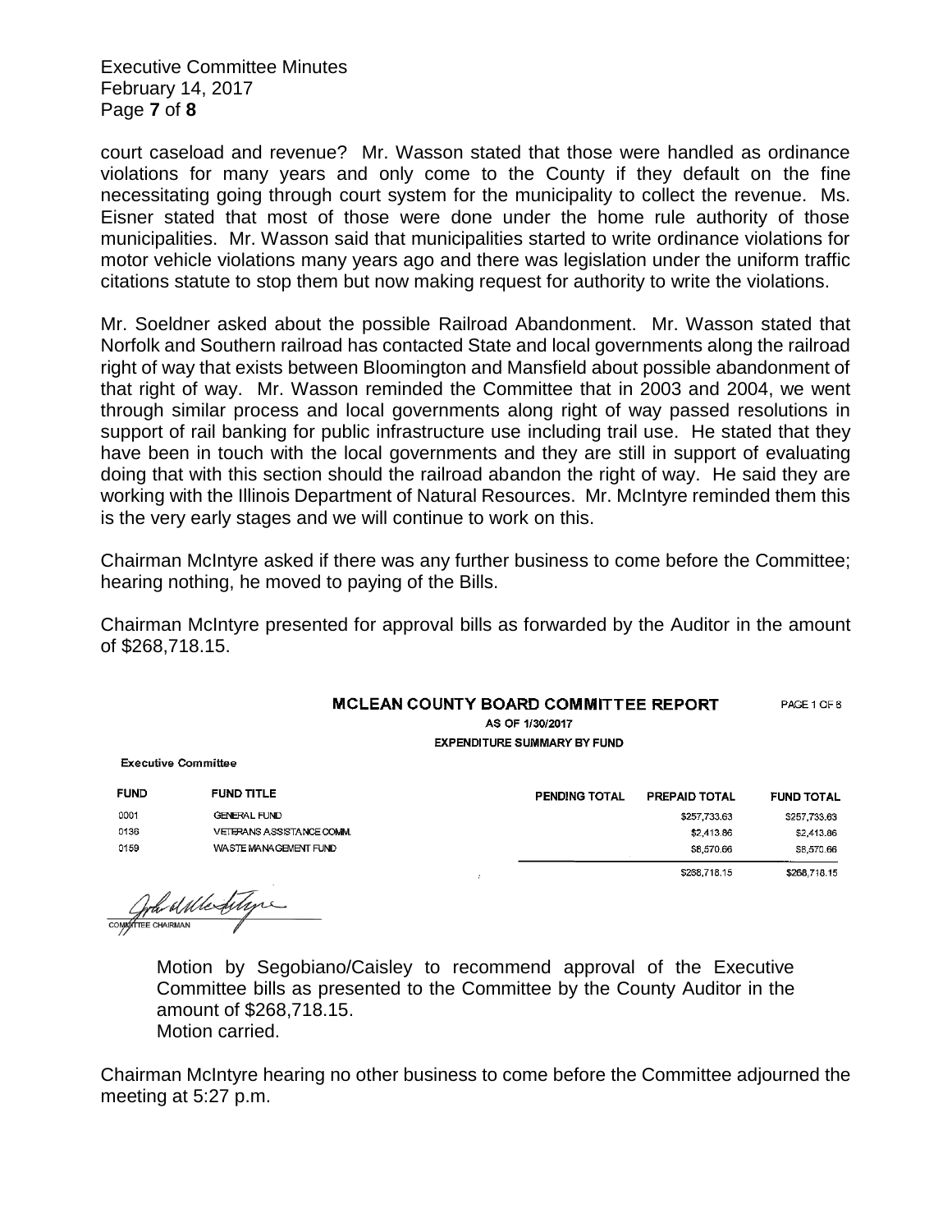court caseload and revenue? Mr. Wasson stated that those were handled as ordinance violations for many years and only come to the County if they default on the fine necessitating going through court system for the municipality to collect the revenue. Ms. Eisner stated that most of those were done under the home rule authority of those municipalities. Mr. Wasson said that municipalities started to write ordinance violations for motor vehicle violations many years ago and there was legislation under the uniform traffic citations statute to stop them but now making request for authority to write the violations.

Mr. Soeldner asked about the possible Railroad Abandonment. Mr. Wasson stated that Norfolk and Southern railroad has contacted State and local governments along the railroad right of way that exists between Bloomington and Mansfield about possible abandonment of that right of way. Mr. Wasson reminded the Committee that in 2003 and 2004, we went through similar process and local governments along right of way passed resolutions in support of rail banking for public infrastructure use including trail use. He stated that they have been in touch with the local governments and they are still in support of evaluating doing that with this section should the railroad abandon the right of way. He said they are working with the Illinois Department of Natural Resources. Mr. McIntyre reminded them this is the very early stages and we will continue to work on this.

Chairman McIntyre asked if there was any further business to come before the Committee; hearing nothing, he moved to paying of the Bills.

Chairman McIntyre presented for approval bills as forwarded by the Auditor in the amount of $268,718.15.

**MCLEAN COUNTY BOARD COMMITTEE REPORT** PAGE 1 OF 8

AS OF 1/30/2017

EXPENDITURE SUMMARY BY FUND

Executive Committee

| FUND | FUND TITLE | PENDING TOTAL | PREPAID TOTAL | FUND TOTAL |
|---|---|---|---|---|
| 0001 | GENERAL FUND | | $257,733.63 | $257,733.63 |
| 0136 | VETERANS ASSISTANCE COMM. | | $2,413.86 | $2,413.86 |
| 0159 | WASTE MANAGEMENT FUND | | $8,570.66 | $8,570.66 |
| | | | $268,718.15 | $268,718.15 |

COMMITTEE CHAIRMAN

Motion by Segobiano/Caisley to recommend approval of the Executive Committee bills as presented to the Committee by the County Auditor in the amount of $268,718.15.
Motion carried.

Chairman McIntyre hearing no other business to come before the Committee adjourned the meeting at 5:27 p.m.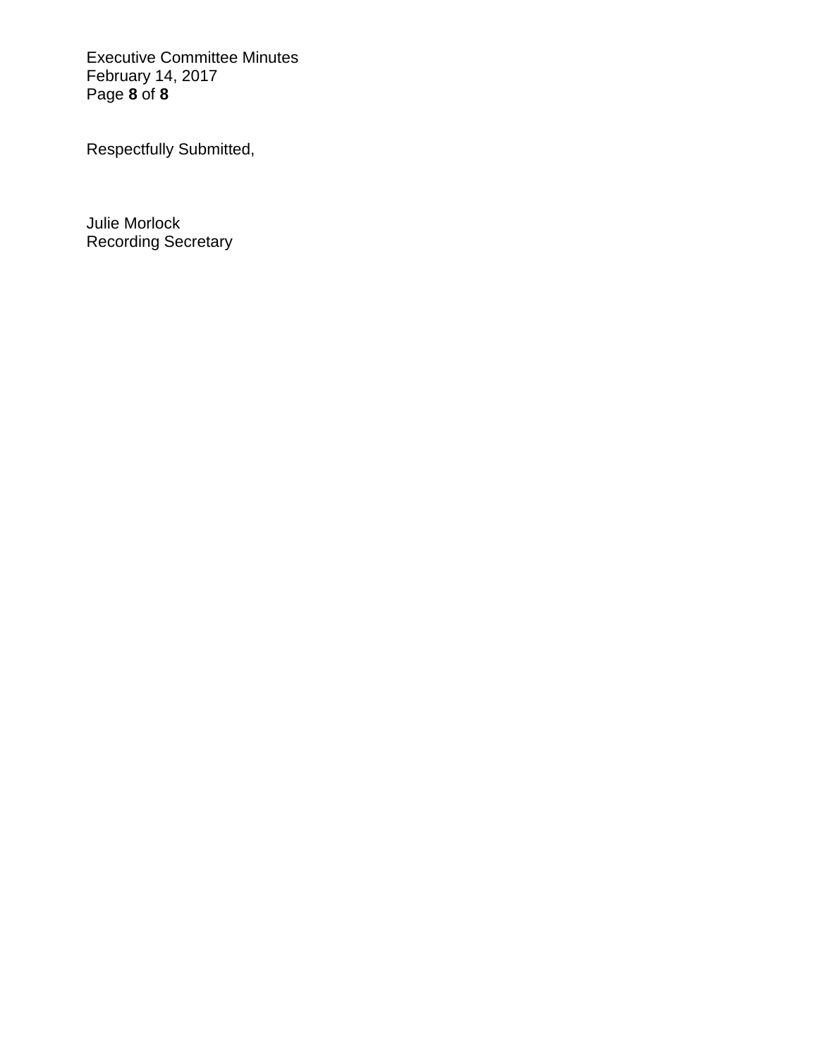Respectfully Submitted,

Julie Morlock
Recording Secretary